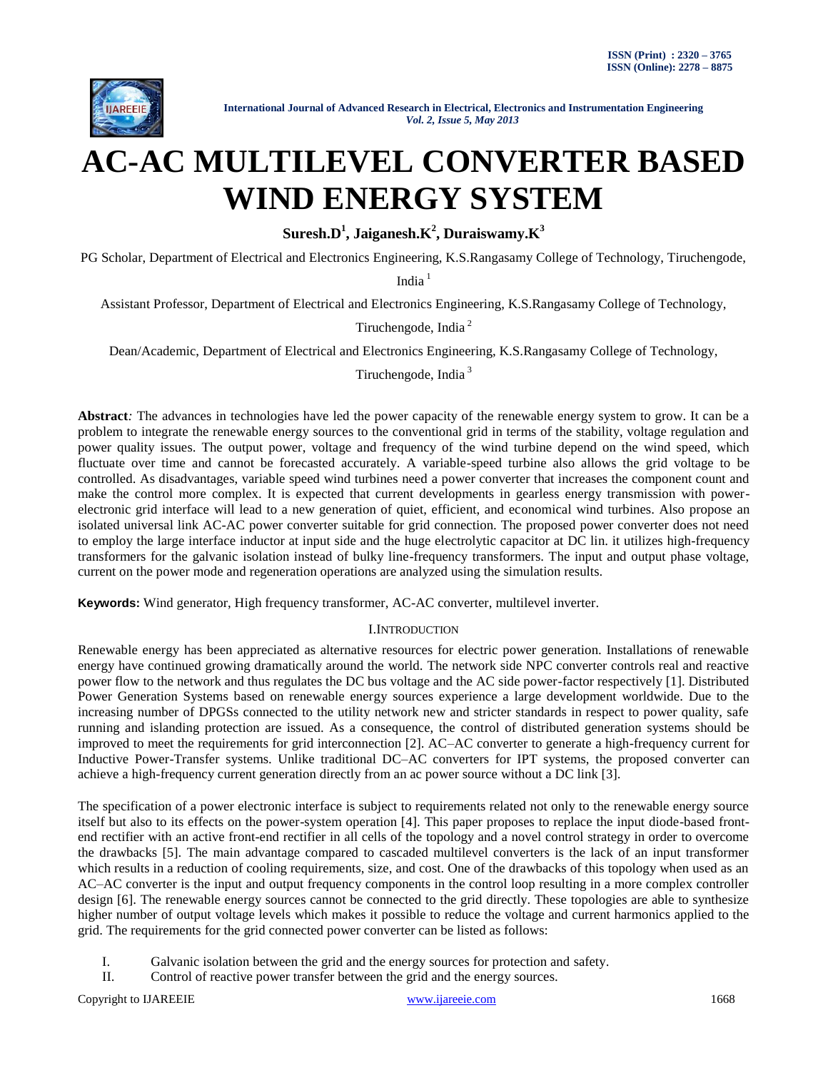# AC-AC MULTILEVEL CONVERTER BASED WIND ENERGY SYSTEM

**Suresh.D[1], Jaiganesh.K[2], Duraiswamy.K[3]**

PG Scholar, Department of Electrical and Electronics Engineering, K.S.Rangasamy College of Technology, Tiruchengode, India [1]

Assistant Professor, Department of Electrical and Electronics Engineering, K.S.Rangasamy College of Technology, Tiruchengode, India [2]

Dean/Academic, Department of Electrical and Electronics Engineering, K.S.Rangasamy College of Technology, Tiruchengode, India [3]

**Abstract***:* The advances in technologies have led the power capacity of the renewable energy system to grow. It can be a problem to integrate the renewable energy sources to the conventional grid in terms of the stability, voltage regulation and power quality issues. The output power, voltage and frequency of the wind turbine depend on the wind speed, which fluctuate over time and cannot be forecasted accurately. A variable-speed turbine also allows the grid voltage to be controlled. As disadvantages, variable speed wind turbines need a power converter that increases the component count and make the control more complex. It is expected that current developments in gearless energy transmission with power-electronic grid interface will lead to a new generation of quiet, efficient, and economical wind turbines. Also propose an isolated universal link AC-AC power converter suitable for grid connection. The proposed power converter does not need to employ the large interface inductor at input side and the huge electrolytic capacitor at DC lin. it utilizes high-frequency transformers for the galvanic isolation instead of bulky line-frequency transformers. The input and output phase voltage, current on the power mode and regeneration operations are analyzed using the simulation results.

**Keywords:** Wind generator, High frequency transformer, AC-AC converter, multilevel inverter.

## I. INTRODUCTION

Renewable energy has been appreciated as alternative resources for electric power generation. Installations of renewable energy have continued growing dramatically around the world. The network side NPC converter controls real and reactive power flow to the network and thus regulates the DC bus voltage and the AC side power-factor respectively [1]. Distributed Power Generation Systems based on renewable energy sources experience a large development worldwide. Due to the increasing number of DPGSs connected to the utility network new and stricter standards in respect to power quality, safe running and islanding protection are issued. As a consequence, the control of distributed generation systems should be improved to meet the requirements for grid interconnection [2]. AC–AC converter to generate a high-frequency current for Inductive Power-Transfer systems. Unlike traditional DC–AC converters for IPT systems, the proposed converter can achieve a high-frequency current generation directly from an ac power source without a DC link [3].

The specification of a power electronic interface is subject to requirements related not only to the renewable energy source itself but also to its effects on the power-system operation [4]. This paper proposes to replace the input diode-based front-end rectifier with an active front-end rectifier in all cells of the topology and a novel control strategy in order to overcome the drawbacks [5]. The main advantage compared to cascaded multilevel converters is the lack of an input transformer which results in a reduction of cooling requirements, size, and cost. One of the drawbacks of this topology when used as an AC–AC converter is the input and output frequency components in the control loop resulting in a more complex controller design [6]. The renewable energy sources cannot be connected to the grid directly. These topologies are able to synthesize higher number of output voltage levels which makes it possible to reduce the voltage and current harmonics applied to the grid. The requirements for the grid connected power converter can be listed as follows:

I. Galvanic isolation between the grid and the energy sources for protection and safety.
II. Control of reactive power transfer between the grid and the energy sources.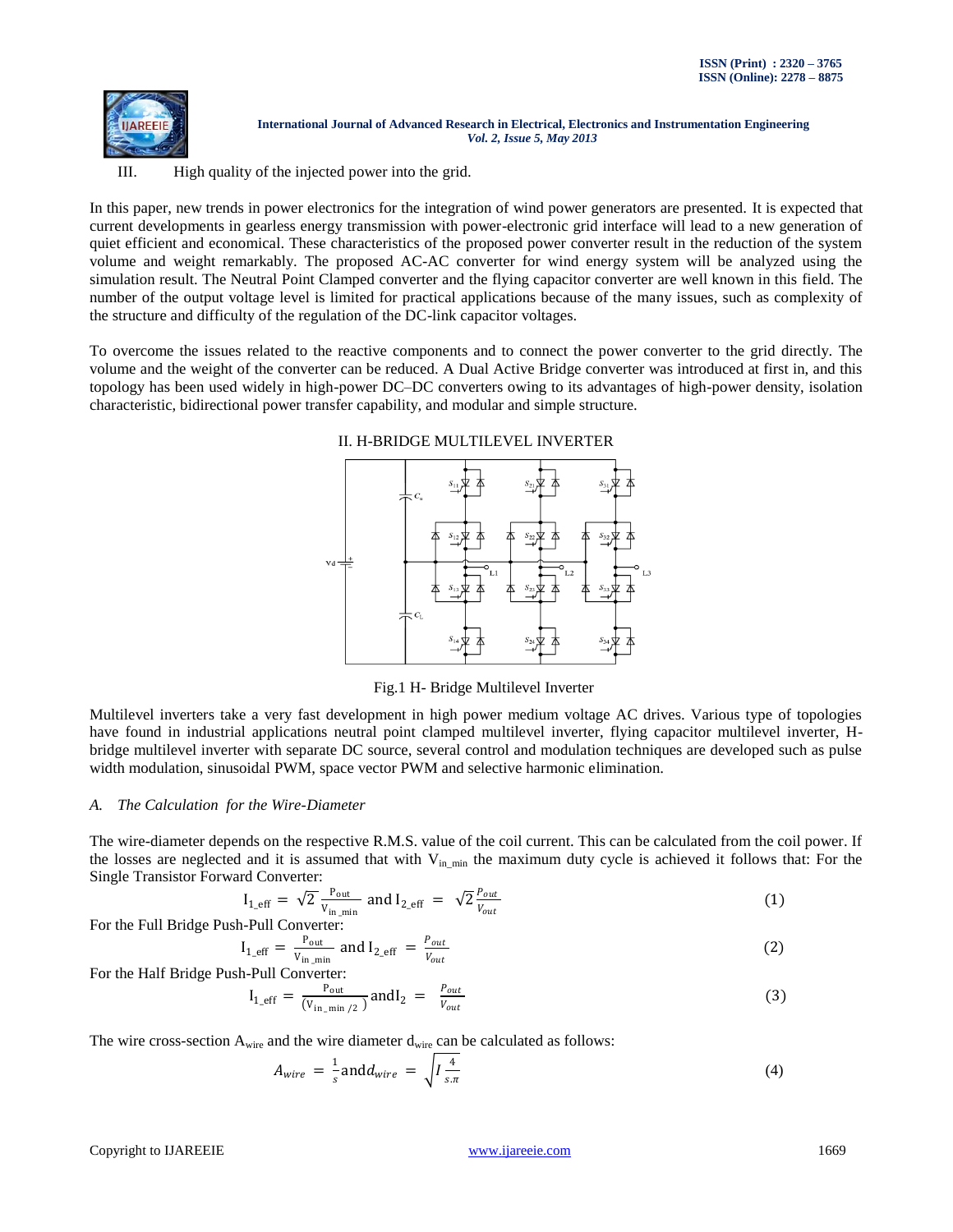III. High quality of the injected power into the grid.

In this paper, new trends in power electronics for the integration of wind power generators are presented. It is expected that current developments in gearless energy transmission with power-electronic grid interface will lead to a new generation of quiet efficient and economical. These characteristics of the proposed power converter result in the reduction of the system volume and weight remarkably. The proposed AC-AC converter for wind energy system will be analyzed using the simulation result. The Neutral Point Clamped converter and the flying capacitor converter are well known in this field. The number of the output voltage level is limited for practical applications because of the many issues, such as complexity of the structure and difficulty of the regulation of the DC-link capacitor voltages.

To overcome the issues related to the reactive components and to connect the power converter to the grid directly. The volume and the weight of the converter can be reduced. A Dual Active Bridge converter was introduced at first in, and this topology has been used widely in high-power DC–DC converters owing to its advantages of high-power density, isolation characteristic, bidirectional power transfer capability, and modular and simple structure.

## II. H-BRIDGE MULTILEVEL INVERTER

Fig.1 H- Bridge Multilevel Inverter

Multilevel inverters take a very fast development in high power medium voltage AC drives. Various type of topologies have found in industrial applications neutral point clamped multilevel inverter, flying capacitor multilevel inverter, H-bridge multilevel inverter with separate DC source, several control and modulation techniques are developed such as pulse width modulation, sinusoidal PWM, space vector PWM and selective harmonic elimination.

### *A. The Calculation for the Wire-Diameter*

The wire-diameter depends on the respective R.M.S. value of the coil current. This can be calculated from the coil power. If the losses are neglected and it is assumed that with $V_{in\_min}$ the maximum duty cycle is achieved it follows that: For the Single Transistor Forward Converter:

$$I_{1\_eff} = \sqrt{2}\,\frac{P_{out}}{V_{in\_min}} \text{ and } I_{2\_eff} = \sqrt{2}\,\frac{P_{out}}{V_{out}} \tag{1}$$

For the Full Bridge Push-Pull Converter:

$$I_{1\_eff} = \frac{P_{out}}{V_{in\_min}} \text{ and } I_{2\_eff} = \frac{P_{out}}{V_{out}} \tag{2}$$

For the Half Bridge Push-Pull Converter:

$$I_{1\_eff} = \frac{P_{out}}{(V_{in\_min\,/2})} \text{and} I_{2} = \frac{P_{out}}{V_{out}} \tag{3}$$

The wire cross-section $A_{wire}$ and the wire diameter $d_{wire}$ can be calculated as follows:

$$A_{wire} = \frac{1}{s} \text{and} d_{wire} = \sqrt{I\,\frac{4}{s.\pi}} \tag{4}$$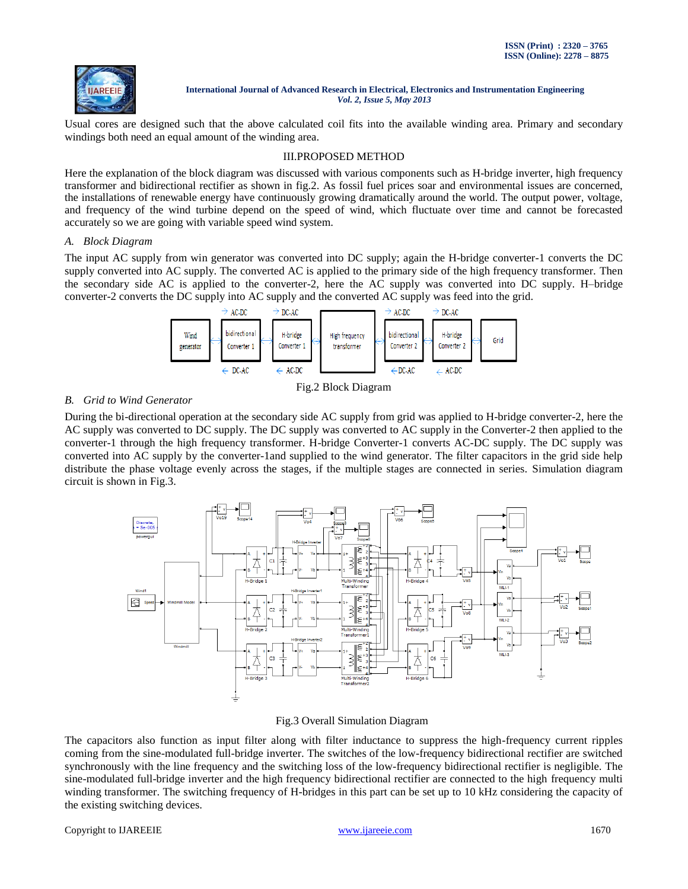Usual cores are designed such that the above calculated coil fits into the available winding area. Primary and secondary windings both need an equal amount of the winding area.

## III.PROPOSED METHOD

Here the explanation of the block diagram was discussed with various components such as H-bridge inverter, high frequency transformer and bidirectional rectifier as shown in fig.2. As fossil fuel prices soar and environmental issues are concerned, the installations of renewable energy have continuously growing dramatically around the world. The output power, voltage, and frequency of the wind turbine depend on the speed of wind, which fluctuate over time and cannot be forecasted accurately so we are going with variable speed wind system.

### *A. Block Diagram*

The input AC supply from win generator was converted into DC supply; again the H-bridge converter-1 converts the DC supply converted into AC supply. The converted AC is applied to the primary side of the high frequency transformer. Then the secondary side AC is applied to the converter-2, here the AC supply was converted into DC supply. H–bridge converter-2 converts the DC supply into AC supply and the converted AC supply was feed into the grid.

Fig.2 Block Diagram

### *B. Grid to Wind Generator*

During the bi-directional operation at the secondary side AC supply from grid was applied to H-bridge converter-2, here the AC supply was converted to DC supply. The DC supply was converted to AC supply in the Converter-2 then applied to the converter-1 through the high frequency transformer. H-bridge Converter-1 converts AC-DC supply. The DC supply was converted into AC supply by the converter-1and supplied to the wind generator. The filter capacitors in the grid side help distribute the phase voltage evenly across the stages, if the multiple stages are connected in series. Simulation diagram circuit is shown in Fig.3.

Fig.3 Overall Simulation Diagram

The capacitors also function as input filter along with filter inductance to suppress the high-frequency current ripples coming from the sine-modulated full-bridge inverter. The switches of the low-frequency bidirectional rectifier are switched synchronously with the line frequency and the switching loss of the low-frequency bidirectional rectifier is negligible. The sine-modulated full-bridge inverter and the high frequency bidirectional rectifier are connected to the high frequency multi winding transformer. The switching frequency of H-bridges in this part can be set up to 10 kHz considering the capacity of the existing switching devices.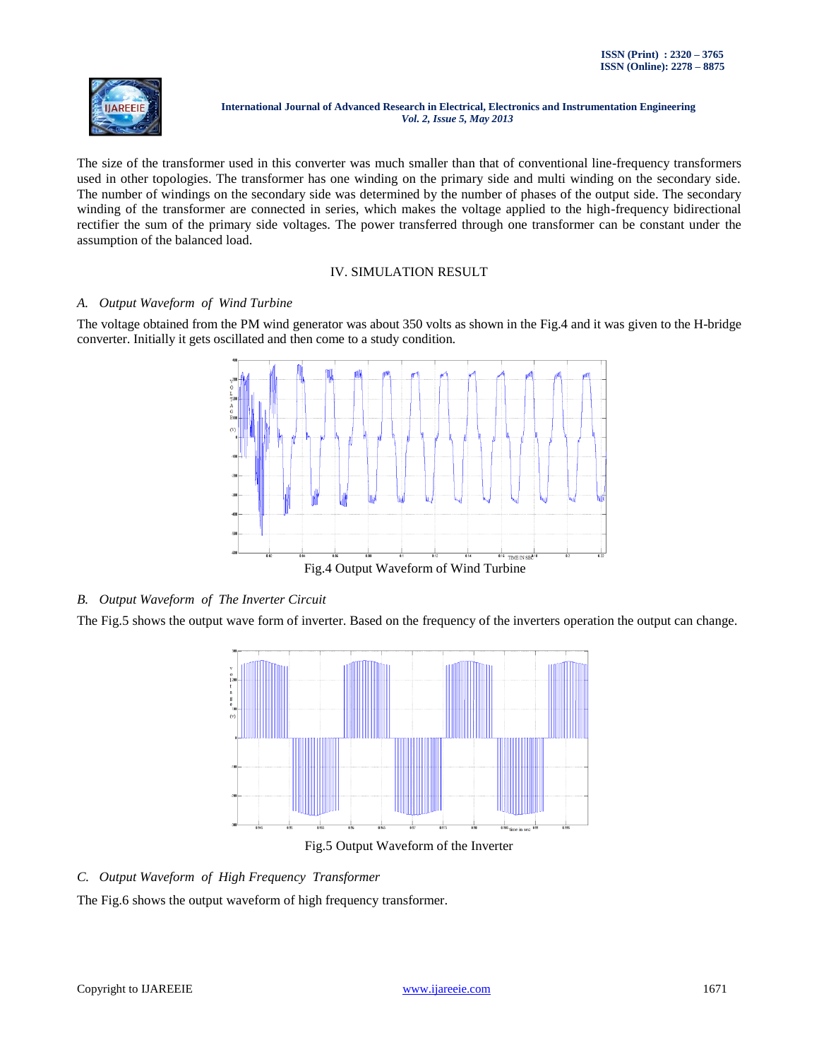The size of the transformer used in this converter was much smaller than that of conventional line-frequency transformers used in other topologies. The transformer has one winding on the primary side and multi winding on the secondary side. The number of windings on the secondary side was determined by the number of phases of the output side. The secondary winding of the transformer are connected in series, which makes the voltage applied to the high-frequency bidirectional rectifier the sum of the primary side voltages. The power transferred through one transformer can be constant under the assumption of the balanced load.

## IV. SIMULATION RESULT

### *A. Output Waveform of Wind Turbine*

The voltage obtained from the PM wind generator was about 350 volts as shown in the Fig.4 and it was given to the H-bridge converter. Initially it gets oscillated and then come to a study condition.

Fig.4 Output Waveform of Wind Turbine

### *B. Output Waveform of The Inverter Circuit*

The Fig.5 shows the output wave form of inverter. Based on the frequency of the inverters operation the output can change.

Fig.5 Output Waveform of the Inverter

### *C. Output Waveform of High Frequency Transformer*

The Fig.6 shows the output waveform of high frequency transformer.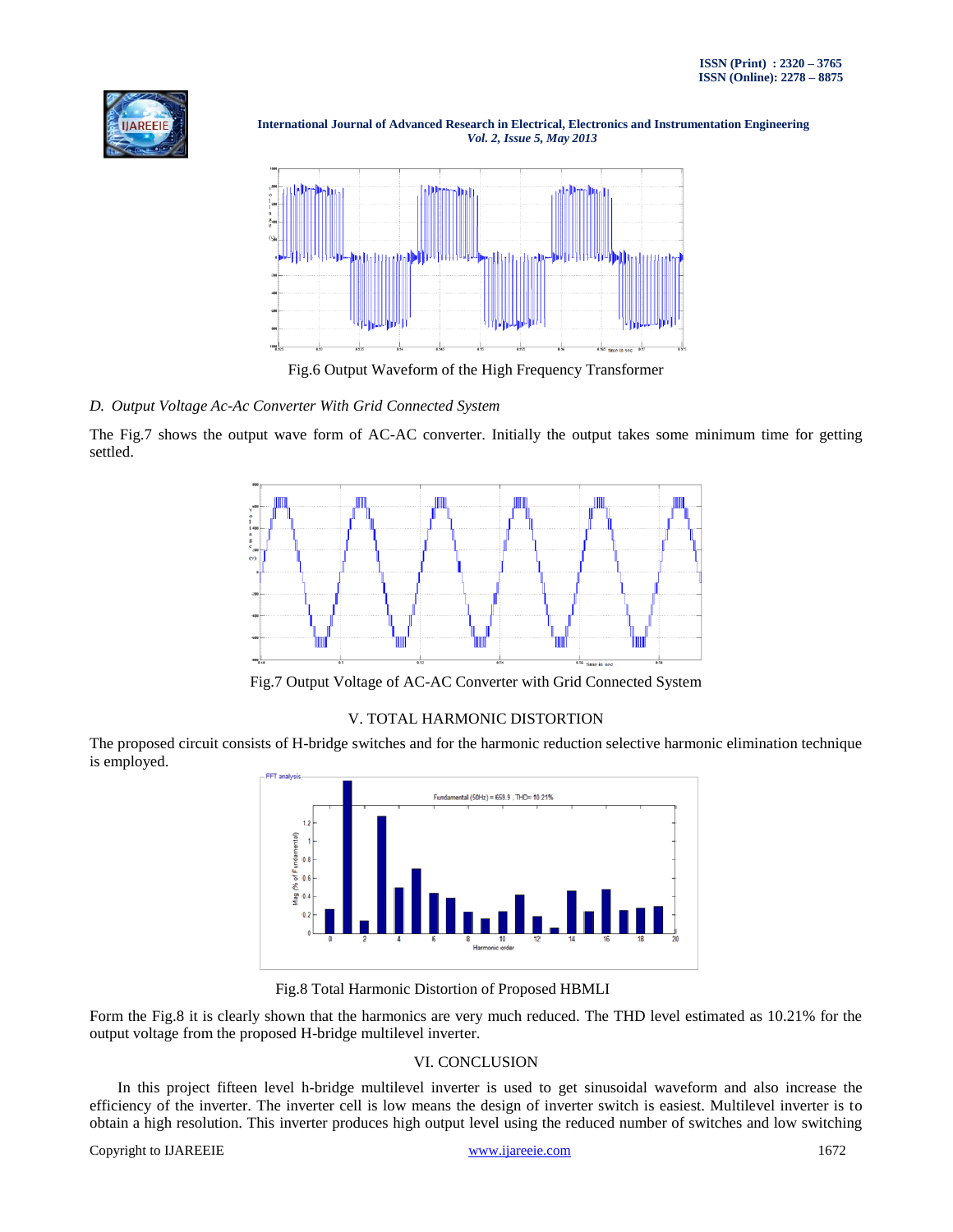Fig.6 Output Waveform of the High Frequency Transformer

*D. Output Voltage Ac-Ac Converter With Grid Connected System*

The Fig.7 shows the output wave form of AC-AC converter. Initially the output takes some minimum time for getting settled.

Fig.7 Output Voltage of AC-AC Converter with Grid Connected System

## V. TOTAL HARMONIC DISTORTION

The proposed circuit consists of H-bridge switches and for the harmonic reduction selective harmonic elimination technique is employed.

Fig.8 Total Harmonic Distortion of Proposed HBMLI

Form the Fig.8 it is clearly shown that the harmonics are very much reduced. The THD level estimated as 10.21% for the output voltage from the proposed H-bridge multilevel inverter.

## VI. CONCLUSION

In this project fifteen level h-bridge multilevel inverter is used to get sinusoidal waveform and also increase the efficiency of the inverter. The inverter cell is low means the design of inverter switch is easiest. Multilevel inverter is to obtain a high resolution. This inverter produces high output level using the reduced number of switches and low switching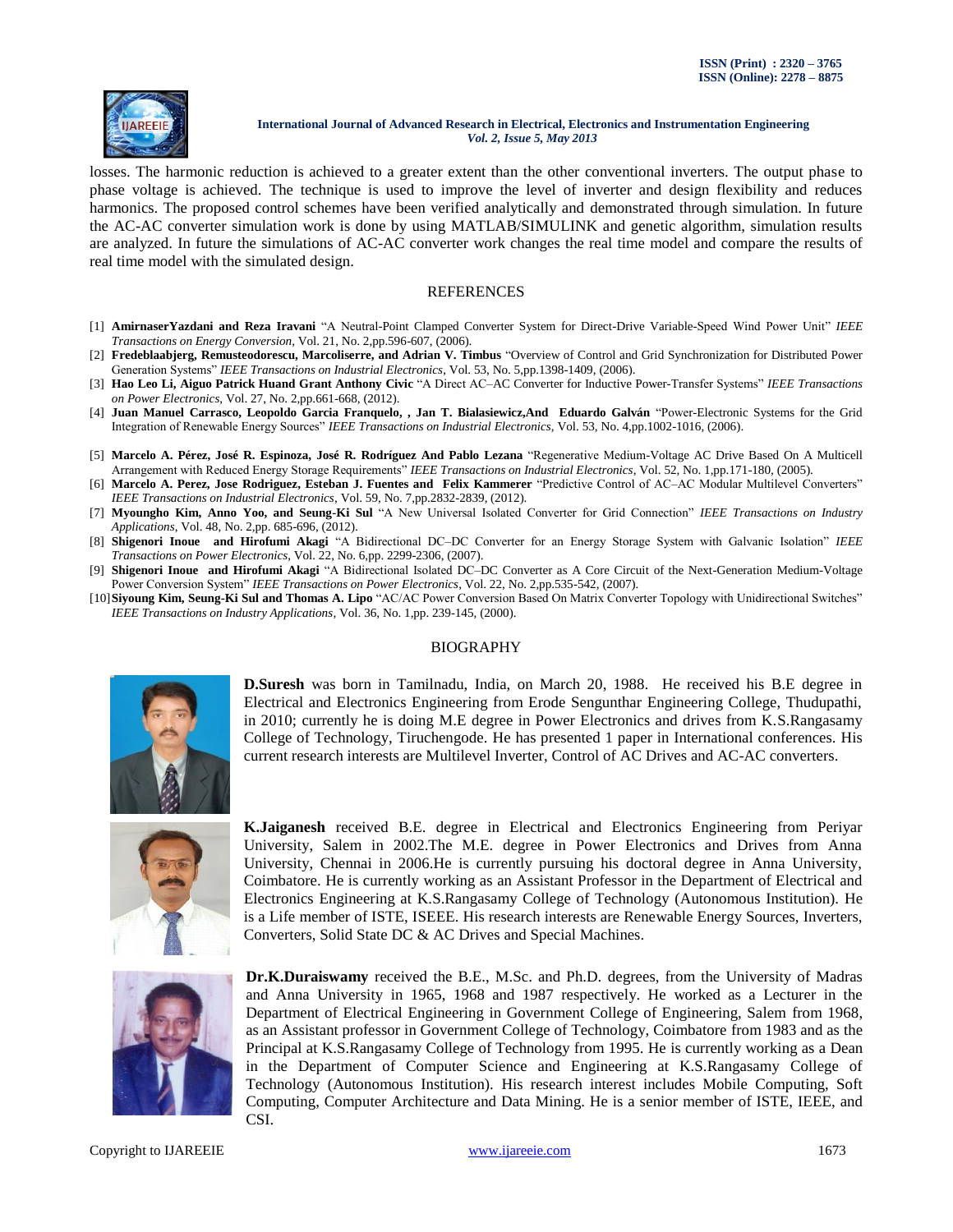losses. The harmonic reduction is achieved to a greater extent than the other conventional inverters. The output phase to phase voltage is achieved. The technique is used to improve the level of inverter and design flexibility and reduces harmonics. The proposed control schemes have been verified analytically and demonstrated through simulation. In future the AC-AC converter simulation work is done by using MATLAB/SIMULINK and genetic algorithm, simulation results are analyzed. In future the simulations of AC-AC converter work changes the real time model and compare the results of real time model with the simulated design.

## REFERENCES

[1] **AmirnaserYazdani and Reza Iravani** "A Neutral-Point Clamped Converter System for Direct-Drive Variable-Speed Wind Power Unit" *IEEE Transactions on Energy Conversion*, Vol. 21, No. 2,pp.596-607, (2006).

[2] **Fredeblaabjerg, Remusteodorescu, Marcoliserre, and Adrian V. Timbus** "Overview of Control and Grid Synchronization for Distributed Power Generation Systems" *IEEE Transactions on Industrial Electronics*, Vol. 53, No. 5,pp.1398-1409, (2006).

[3] **Hao Leo Li, Aiguo Patrick Huand Grant Anthony Civic** "A Direct AC–AC Converter for Inductive Power-Transfer Systems" *IEEE Transactions on Power Electronics*, Vol. 27, No. 2,pp.661-668, (2012).

[4] **Juan Manuel Carrasco, Leopoldo Garcia Franquelo, , Jan T. Bialasiewicz,And Eduardo Galván** "Power-Electronic Systems for the Grid Integration of Renewable Energy Sources" *IEEE Transactions on Industrial Electronics*, Vol. 53, No. 4,pp.1002-1016, (2006).

[5] **Marcelo A. Pérez, José R. Espinoza, José R. Rodríguez And Pablo Lezana** "Regenerative Medium-Voltage AC Drive Based On A Multicell Arrangement with Reduced Energy Storage Requirements" *IEEE Transactions on Industrial Electronics*, Vol. 52, No. 1,pp.171-180, (2005).

[6] **Marcelo A. Perez, Jose Rodriguez, Esteban J. Fuentes and Felix Kammerer** "Predictive Control of AC–AC Modular Multilevel Converters" *IEEE Transactions on Industrial Electronics*, Vol. 59, No. 7,pp.2832-2839, (2012).

[7] **Myoungho Kim, Anno Yoo, and Seung-Ki Sul** "A New Universal Isolated Converter for Grid Connection" *IEEE Transactions on Industry Applications*, Vol. 48, No. 2,pp. 685-696, (2012).

[8] **Shigenori Inoue and Hirofumi Akagi** "A Bidirectional DC–DC Converter for an Energy Storage System with Galvanic Isolation" *IEEE Transactions on Power Electronics*, Vol. 22, No. 6,pp. 2299-2306, (2007).

[9] **Shigenori Inoue and Hirofumi Akagi** "A Bidirectional Isolated DC–DC Converter as A Core Circuit of the Next-Generation Medium-Voltage Power Conversion System" *IEEE Transactions on Power Electronics*, Vol. 22, No. 2,pp.535-542, (2007).

[10] **Siyoung Kim, Seung-Ki Sul and Thomas A. Lipo** "AC/AC Power Conversion Based On Matrix Converter Topology with Unidirectional Switches" *IEEE Transactions on Industry Applications*, Vol. 36, No. 1,pp. 239-145, (2000).

## BIOGRAPHY

**D.Suresh** was born in Tamilnadu, India, on March 20, 1988. He received his B.E degree in Electrical and Electronics Engineering from Erode Sengunthar Engineering College, Thudupathi, in 2010; currently he is doing M.E degree in Power Electronics and drives from K.S.Rangasamy College of Technology, Tiruchengode. He has presented 1 paper in International conferences. His current research interests are Multilevel Inverter, Control of AC Drives and AC-AC converters.

**K.Jaiganesh** received B.E. degree in Electrical and Electronics Engineering from Periyar University, Salem in 2002.The M.E. degree in Power Electronics and Drives from Anna University, Chennai in 2006.He is currently pursuing his doctoral degree in Anna University, Coimbatore. He is currently working as an Assistant Professor in the Department of Electrical and Electronics Engineering at K.S.Rangasamy College of Technology (Autonomous Institution). He is a Life member of ISTE, ISEEE. His research interests are Renewable Energy Sources, Inverters, Converters, Solid State DC & AC Drives and Special Machines.

**Dr.K.Duraiswamy** received the B.E., M.Sc. and Ph.D. degrees, from the University of Madras and Anna University in 1965, 1968 and 1987 respectively. He worked as a Lecturer in the Department of Electrical Engineering in Government College of Engineering, Salem from 1968, as an Assistant professor in Government College of Technology, Coimbatore from 1983 and as the Principal at K.S.Rangasamy College of Technology from 1995. He is currently working as a Dean in the Department of Computer Science and Engineering at K.S.Rangasamy College of Technology (Autonomous Institution). His research interest includes Mobile Computing, Soft Computing, Computer Architecture and Data Mining. He is a senior member of ISTE, IEEE, and CSI.